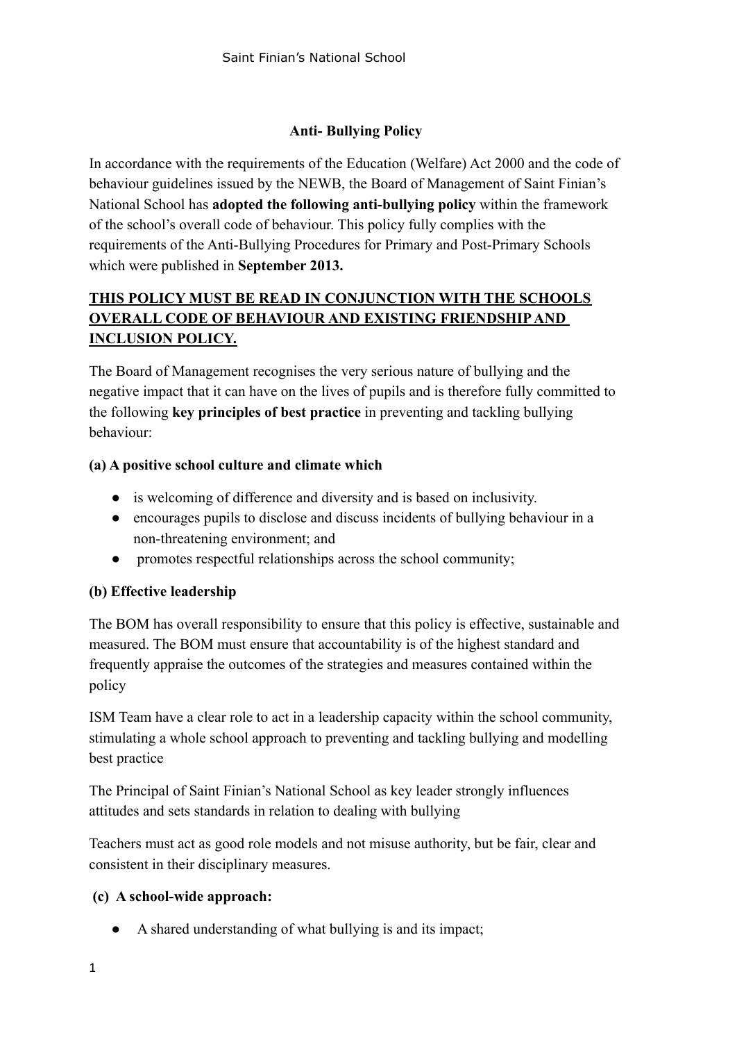# Anti- Bullying Policy

In accordance with the requirements of the Education (Welfare) Act 2000 and the code of behaviour guidelines issued by the NEWB, the Board of Management of Saint Finian's National School has **adopted the following anti-bullying policy** within the framework of the school's overall code of behaviour. This policy fully complies with the requirements of the Anti-Bullying Procedures for Primary and Post-Primary Schools which were published in **September 2013.**

**<u>THIS POLICY MUST BE READ IN CONJUNCTION WITH THE SCHOOLS OVERALL CODE OF BEHAVIOUR AND EXISTING FRIENDSHIP AND INCLUSION POLICY.</u>**

The Board of Management recognises the very serious nature of bullying and the negative impact that it can have on the lives of pupils and is therefore fully committed to the following **key principles of best practice** in preventing and tackling bullying behaviour:

**(a) A positive school culture and climate which**

- is welcoming of difference and diversity and is based on inclusivity.
- encourages pupils to disclose and discuss incidents of bullying behaviour in a non-threatening environment; and
- promotes respectful relationships across the school community;

**(b) Effective leadership**

The BOM has overall responsibility to ensure that this policy is effective, sustainable and measured. The BOM must ensure that accountability is of the highest standard and frequently appraise the outcomes of the strategies and measures contained within the policy

ISM Team have a clear role to act in a leadership capacity within the school community, stimulating a whole school approach to preventing and tackling bullying and modelling best practice

The Principal of Saint Finian's National School as key leader strongly influences attitudes and sets standards in relation to dealing with bullying

Teachers must act as good role models and not misuse authority, but be fair, clear and consistent in their disciplinary measures.

**(c) A school-wide approach:**

- A shared understanding of what bullying is and its impact;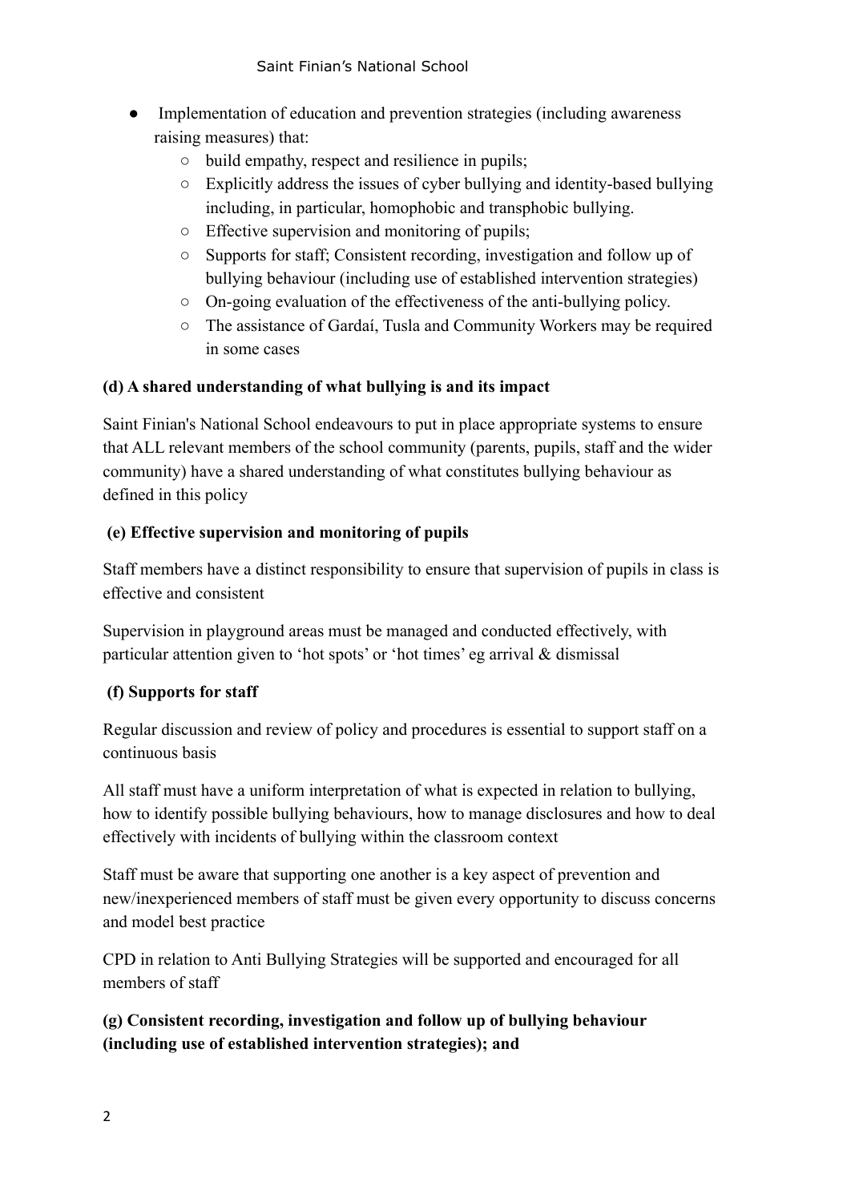- Implementation of education and prevention strategies (including awareness raising measures) that:
    - build empathy, respect and resilience in pupils;
    - Explicitly address the issues of cyber bullying and identity-based bullying including, in particular, homophobic and transphobic bullying.
    - Effective supervision and monitoring of pupils;
    - Supports for staff; Consistent recording, investigation and follow up of bullying behaviour (including use of established intervention strategies)
    - On-going evaluation of the effectiveness of the anti-bullying policy.
    - The assistance of Gardaí, Tusla and Community Workers may be required in some cases

**(d) A shared understanding of what bullying is and its impact**

Saint Finian's National School endeavours to put in place appropriate systems to ensure that ALL relevant members of the school community (parents, pupils, staff and the wider community) have a shared understanding of what constitutes bullying behaviour as defined in this policy

**(e) Effective supervision and monitoring of pupils**

Staff members have a distinct responsibility to ensure that supervision of pupils in class is effective and consistent

Supervision in playground areas must be managed and conducted effectively, with particular attention given to 'hot spots' or 'hot times' eg arrival & dismissal

**(f) Supports for staff**

Regular discussion and review of policy and procedures is essential to support staff on a continuous basis

All staff must have a uniform interpretation of what is expected in relation to bullying, how to identify possible bullying behaviours, how to manage disclosures and how to deal effectively with incidents of bullying within the classroom context

Staff must be aware that supporting one another is a key aspect of prevention and new/inexperienced members of staff must be given every opportunity to discuss concerns and model best practice

CPD in relation to Anti Bullying Strategies will be supported and encouraged for all members of staff

**(g) Consistent recording, investigation and follow up of bullying behaviour (including use of established intervention strategies); and**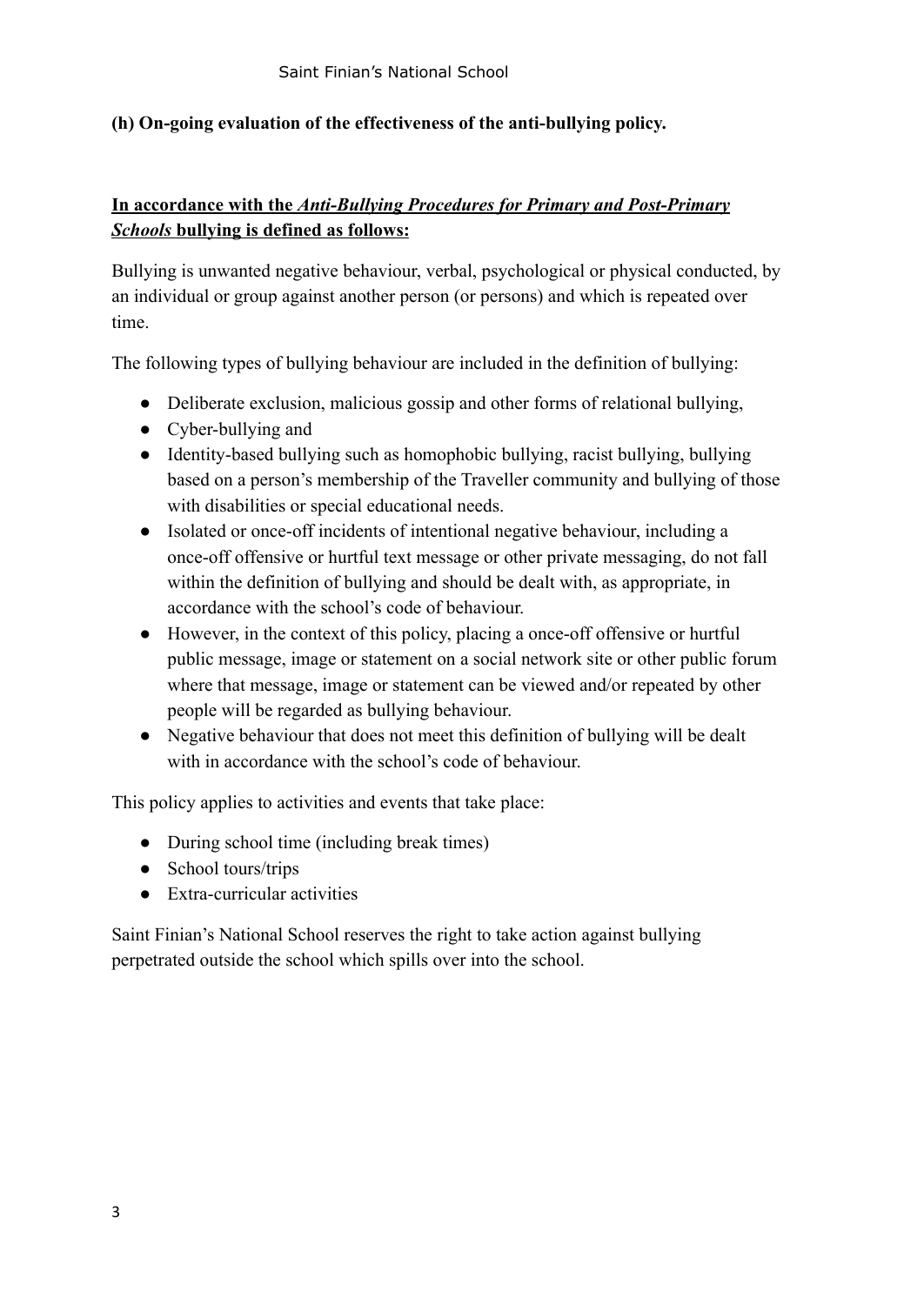**(h) On-going evaluation of the effectiveness of the anti-bullying policy.**

**In accordance with the *Anti-Bullying Procedures for Primary and Post-Primary Schools* bullying is defined as follows:**

Bullying is unwanted negative behaviour, verbal, psychological or physical conducted, by an individual or group against another person (or persons) and which is repeated over time.

The following types of bullying behaviour are included in the definition of bullying:

- Deliberate exclusion, malicious gossip and other forms of relational bullying,
- Cyber-bullying and
- Identity-based bullying such as homophobic bullying, racist bullying, bullying based on a person's membership of the Traveller community and bullying of those with disabilities or special educational needs.
- Isolated or once-off incidents of intentional negative behaviour, including a once-off offensive or hurtful text message or other private messaging, do not fall within the definition of bullying and should be dealt with, as appropriate, in accordance with the school's code of behaviour.
- However, in the context of this policy, placing a once-off offensive or hurtful public message, image or statement on a social network site or other public forum where that message, image or statement can be viewed and/or repeated by other people will be regarded as bullying behaviour.
- Negative behaviour that does not meet this definition of bullying will be dealt with in accordance with the school's code of behaviour.

This policy applies to activities and events that take place:

- During school time (including break times)
- School tours/trips
- Extra-curricular activities

Saint Finian's National School reserves the right to take action against bullying perpetrated outside the school which spills over into the school.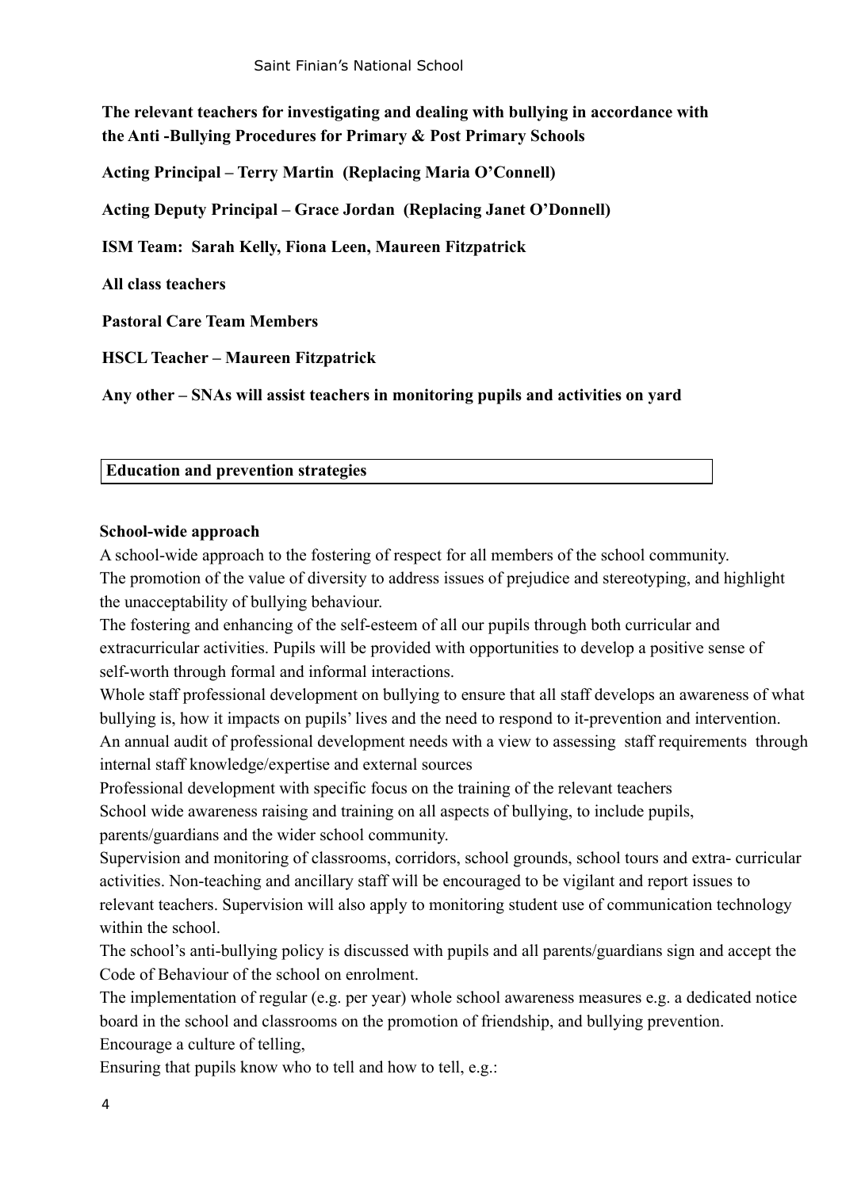**The relevant teachers for investigating and dealing with bullying in accordance with the Anti -Bullying Procedures for Primary & Post Primary Schools**

**Acting Principal – Terry Martin (Replacing Maria O'Connell)**

**Acting Deputy Principal – Grace Jordan (Replacing Janet O'Donnell)**

**ISM Team: Sarah Kelly, Fiona Leen, Maureen Fitzpatrick**

**All class teachers**

**Pastoral Care Team Members**

**HSCL Teacher – Maureen Fitzpatrick**

**Any other – SNAs will assist teachers in monitoring pupils and activities on yard**

## Education and prevention strategies

**School-wide approach**

A school-wide approach to the fostering of respect for all members of the school community.

The promotion of the value of diversity to address issues of prejudice and stereotyping, and highlight the unacceptability of bullying behaviour.

The fostering and enhancing of the self-esteem of all our pupils through both curricular and extracurricular activities. Pupils will be provided with opportunities to develop a positive sense of self-worth through formal and informal interactions.

Whole staff professional development on bullying to ensure that all staff develops an awareness of what bullying is, how it impacts on pupils' lives and the need to respond to it-prevention and intervention.

An annual audit of professional development needs with a view to assessing staff requirements through internal staff knowledge/expertise and external sources

Professional development with specific focus on the training of the relevant teachers

School wide awareness raising and training on all aspects of bullying, to include pupils, parents/guardians and the wider school community.

Supervision and monitoring of classrooms, corridors, school grounds, school tours and extra- curricular activities. Non-teaching and ancillary staff will be encouraged to be vigilant and report issues to relevant teachers. Supervision will also apply to monitoring student use of communication technology within the school.

The school's anti-bullying policy is discussed with pupils and all parents/guardians sign and accept the Code of Behaviour of the school on enrolment.

The implementation of regular (e.g. per year) whole school awareness measures e.g. a dedicated notice board in the school and classrooms on the promotion of friendship, and bullying prevention.

Encourage a culture of telling,

Ensuring that pupils know who to tell and how to tell, e.g.: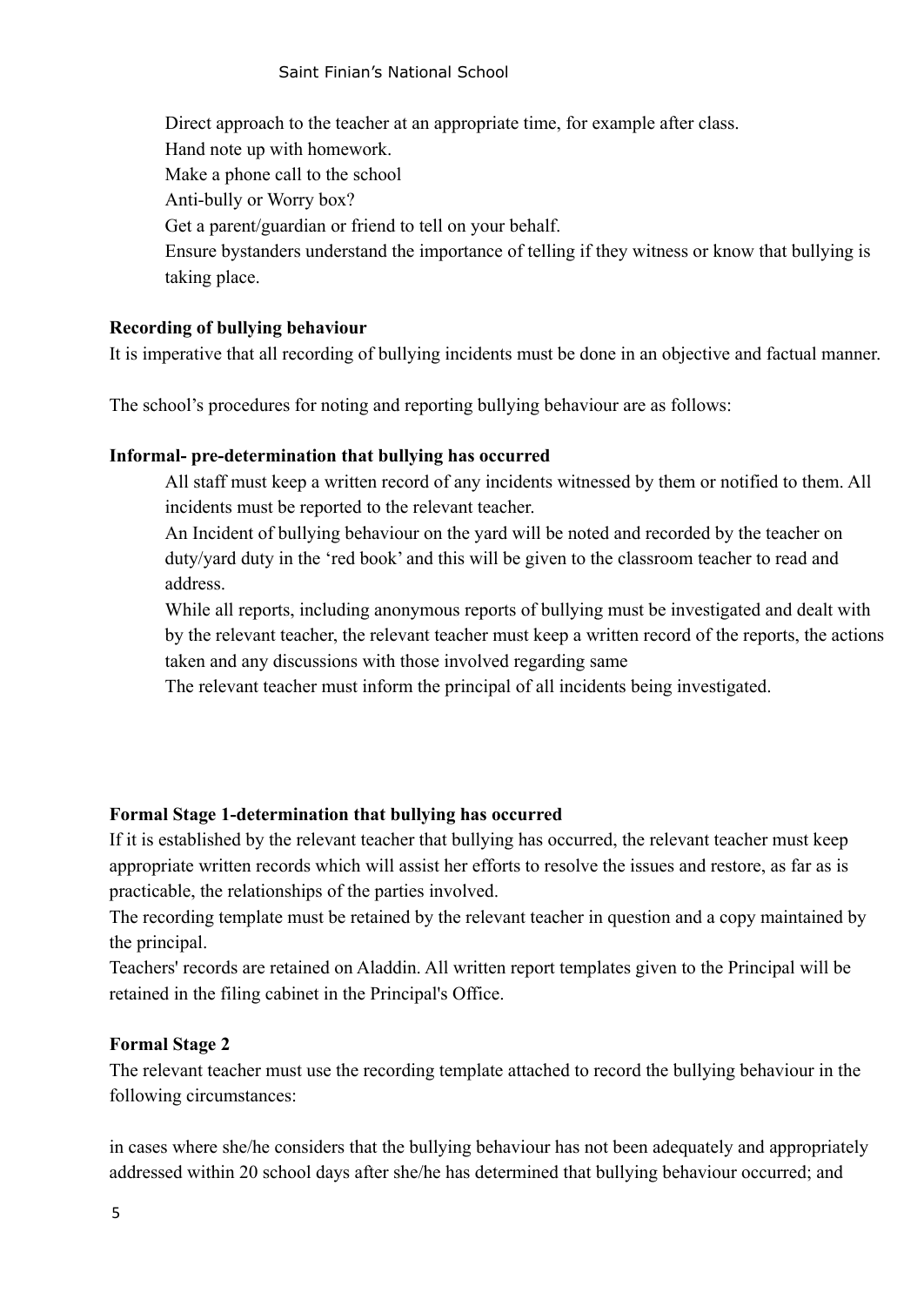Direct approach to the teacher at an appropriate time, for example after class.

Hand note up with homework.

Make a phone call to the school

Anti-bully or Worry box?

Get a parent/guardian or friend to tell on your behalf.

Ensure bystanders understand the importance of telling if they witness or know that bullying is taking place.

**Recording of bullying behaviour**

It is imperative that all recording of bullying incidents must be done in an objective and factual manner.

The school's procedures for noting and reporting bullying behaviour are as follows:

**Informal- pre-determination that bullying has occurred**

All staff must keep a written record of any incidents witnessed by them or notified to them. All incidents must be reported to the relevant teacher.

An Incident of bullying behaviour on the yard will be noted and recorded by the teacher on duty/yard duty in the 'red book' and this will be given to the classroom teacher to read and address.

While all reports, including anonymous reports of bullying must be investigated and dealt with by the relevant teacher, the relevant teacher must keep a written record of the reports, the actions taken and any discussions with those involved regarding same

The relevant teacher must inform the principal of all incidents being investigated.

**Formal Stage 1-determination that bullying has occurred**

If it is established by the relevant teacher that bullying has occurred, the relevant teacher must keep appropriate written records which will assist her efforts to resolve the issues and restore, as far as is practicable, the relationships of the parties involved.

The recording template must be retained by the relevant teacher in question and a copy maintained by the principal.

Teachers' records are retained on Aladdin. All written report templates given to the Principal will be retained in the filing cabinet in the Principal's Office.

**Formal Stage 2**

The relevant teacher must use the recording template attached to record the bullying behaviour in the following circumstances:

in cases where she/he considers that the bullying behaviour has not been adequately and appropriately addressed within 20 school days after she/he has determined that bullying behaviour occurred; and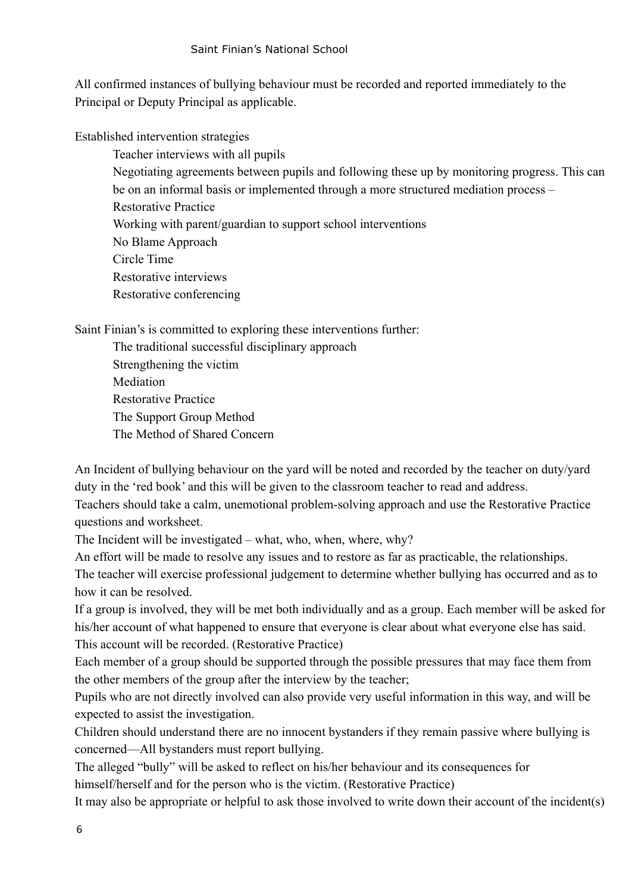All confirmed instances of bullying behaviour must be recorded and reported immediately to the Principal or Deputy Principal as applicable.

Established intervention strategies

- Teacher interviews with all pupils
- Negotiating agreements between pupils and following these up by monitoring progress. This can be on an informal basis or implemented through a more structured mediation process – Restorative Practice
- Working with parent/guardian to support school interventions
- No Blame Approach
- Circle Time
- Restorative interviews
- Restorative conferencing

Saint Finian's is committed to exploring these interventions further:

- The traditional successful disciplinary approach
- Strengthening the victim
- Mediation
- Restorative Practice
- The Support Group Method
- The Method of Shared Concern

An Incident of bullying behaviour on the yard will be noted and recorded by the teacher on duty/yard duty in the 'red book' and this will be given to the classroom teacher to read and address.
Teachers should take a calm, unemotional problem-solving approach and use the Restorative Practice questions and worksheet.
The Incident will be investigated – what, who, when, where, why?
An effort will be made to resolve any issues and to restore as far as practicable, the relationships.
The teacher will exercise professional judgement to determine whether bullying has occurred and as to how it can be resolved.
If a group is involved, they will be met both individually and as a group. Each member will be asked for his/her account of what happened to ensure that everyone is clear about what everyone else has said. This account will be recorded. (Restorative Practice)
Each member of a group should be supported through the possible pressures that may face them from the other members of the group after the interview by the teacher;
Pupils who are not directly involved can also provide very useful information in this way, and will be expected to assist the investigation.
Children should understand there are no innocent bystanders if they remain passive where bullying is concerned—All bystanders must report bullying.
The alleged "bully" will be asked to reflect on his/her behaviour and its consequences for himself/herself and for the person who is the victim. (Restorative Practice)
It may also be appropriate or helpful to ask those involved to write down their account of the incident(s)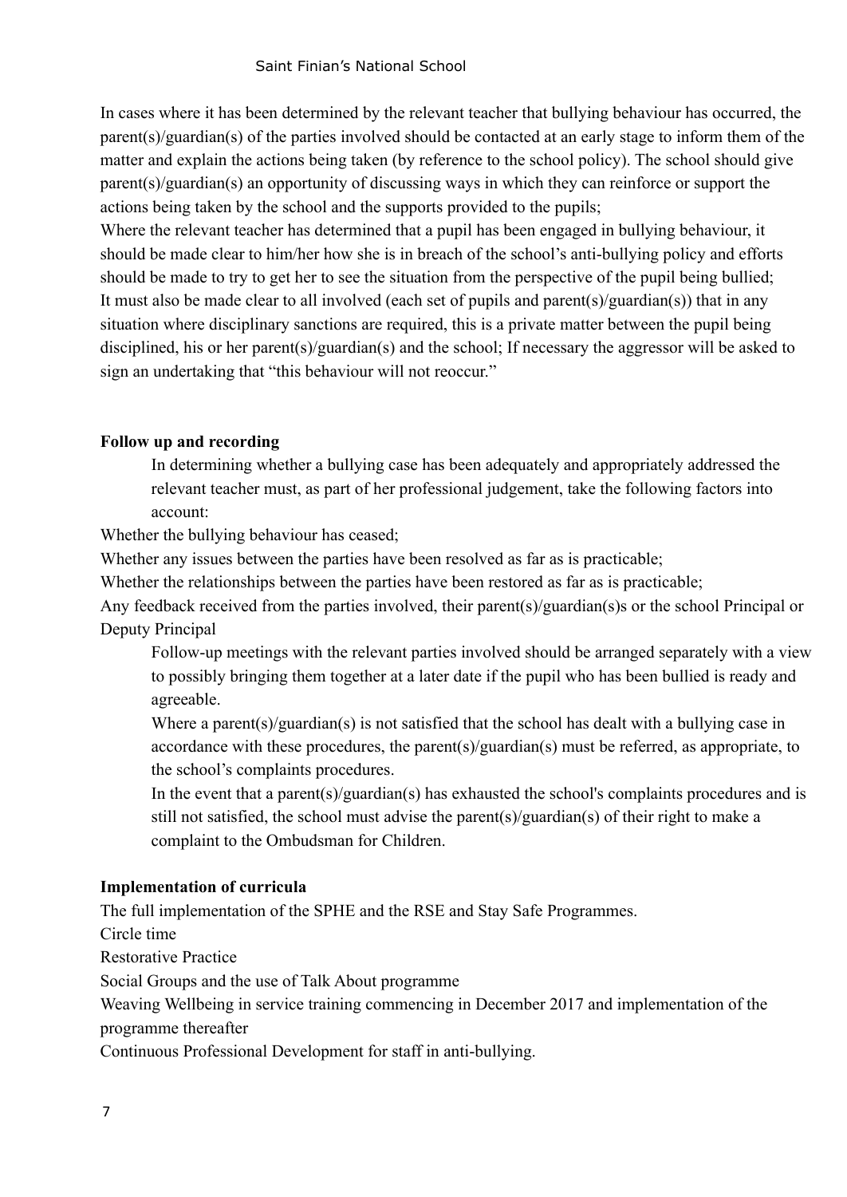In cases where it has been determined by the relevant teacher that bullying behaviour has occurred, the parent(s)/guardian(s) of the parties involved should be contacted at an early stage to inform them of the matter and explain the actions being taken (by reference to the school policy). The school should give parent(s)/guardian(s) an opportunity of discussing ways in which they can reinforce or support the actions being taken by the school and the supports provided to the pupils;

Where the relevant teacher has determined that a pupil has been engaged in bullying behaviour, it should be made clear to him/her how she is in breach of the school's anti-bullying policy and efforts should be made to try to get her to see the situation from the perspective of the pupil being bullied;

It must also be made clear to all involved (each set of pupils and parent(s)/guardian(s)) that in any situation where disciplinary sanctions are required, this is a private matter between the pupil being disciplined, his or her parent(s)/guardian(s) and the school; If necessary the aggressor will be asked to sign an undertaking that "this behaviour will not reoccur."

**Follow up and recording**

In determining whether a bullying case has been adequately and appropriately addressed the relevant teacher must, as part of her professional judgement, take the following factors into account:

Whether the bullying behaviour has ceased;

Whether any issues between the parties have been resolved as far as is practicable;

Whether the relationships between the parties have been restored as far as is practicable;

Any feedback received from the parties involved, their parent(s)/guardian(s)s or the school Principal or Deputy Principal

Follow-up meetings with the relevant parties involved should be arranged separately with a view to possibly bringing them together at a later date if the pupil who has been bullied is ready and agreeable.

Where a parent(s)/guardian(s) is not satisfied that the school has dealt with a bullying case in accordance with these procedures, the parent(s)/guardian(s) must be referred, as appropriate, to the school's complaints procedures.

In the event that a parent(s)/guardian(s) has exhausted the school's complaints procedures and is still not satisfied, the school must advise the parent(s)/guardian(s) of their right to make a complaint to the Ombudsman for Children.

**Implementation of curricula**

The full implementation of the SPHE and the RSE and Stay Safe Programmes.

Circle time

Restorative Practice

Social Groups and the use of Talk About programme

Weaving Wellbeing in service training commencing in December 2017 and implementation of the programme thereafter

Continuous Professional Development for staff in anti-bullying.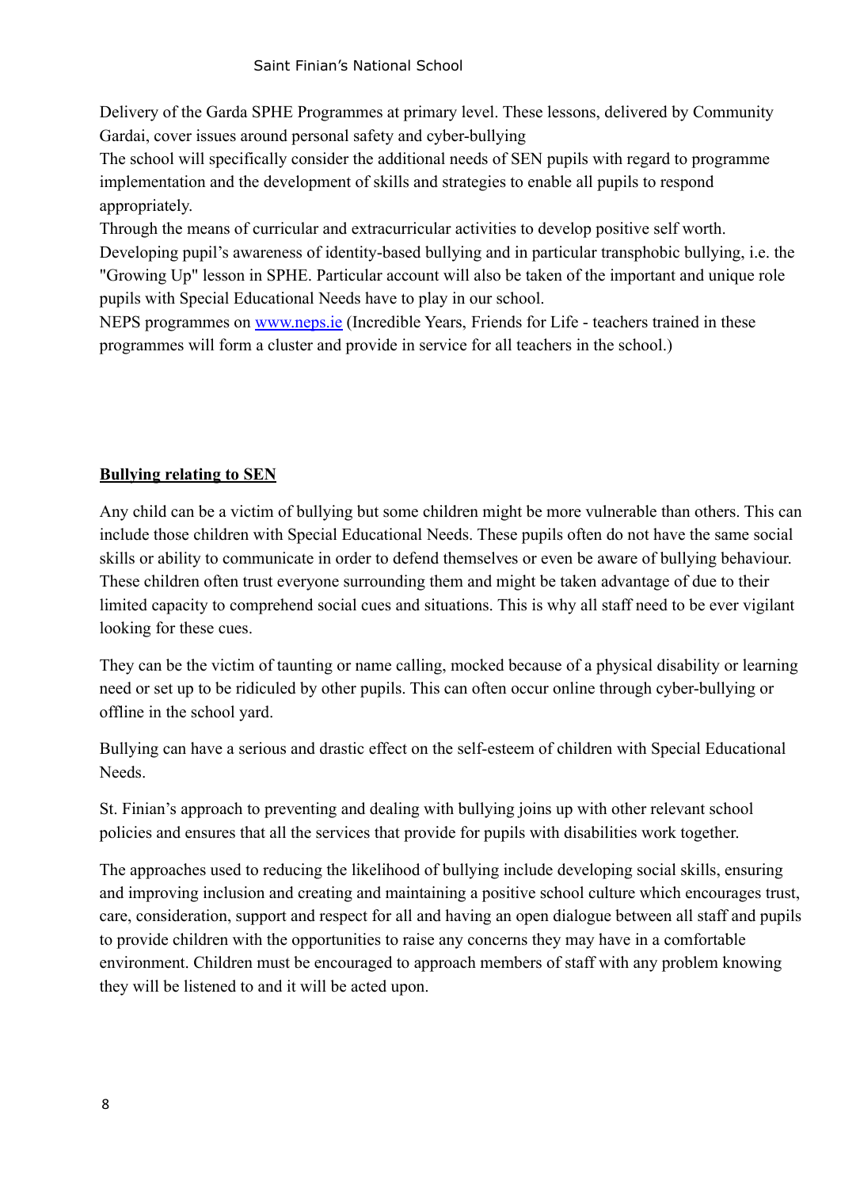Delivery of the Garda SPHE Programmes at primary level. These lessons, delivered by Community Gardai, cover issues around personal safety and cyber-bullying

The school will specifically consider the additional needs of SEN pupils with regard to programme implementation and the development of skills and strategies to enable all pupils to respond appropriately.

Through the means of curricular and extracurricular activities to develop positive self worth.

Developing pupil's awareness of identity-based bullying and in particular transphobic bullying, i.e. the "Growing Up" lesson in SPHE. Particular account will also be taken of the important and unique role pupils with Special Educational Needs have to play in our school.

NEPS programmes on [www.neps.ie](http://www.neps.ie) (Incredible Years, Friends for Life - teachers trained in these programmes will form a cluster and provide in service for all teachers in the school.)

## **Bullying relating to SEN**

Any child can be a victim of bullying but some children might be more vulnerable than others. This can include those children with Special Educational Needs. These pupils often do not have the same social skills or ability to communicate in order to defend themselves or even be aware of bullying behaviour. These children often trust everyone surrounding them and might be taken advantage of due to their limited capacity to comprehend social cues and situations. This is why all staff need to be ever vigilant looking for these cues.

They can be the victim of taunting or name calling, mocked because of a physical disability or learning need or set up to be ridiculed by other pupils. This can often occur online through cyber-bullying or offline in the school yard.

Bullying can have a serious and drastic effect on the self-esteem of children with Special Educational Needs.

St. Finian's approach to preventing and dealing with bullying joins up with other relevant school policies and ensures that all the services that provide for pupils with disabilities work together.

The approaches used to reducing the likelihood of bullying include developing social skills, ensuring and improving inclusion and creating and maintaining a positive school culture which encourages trust, care, consideration, support and respect for all and having an open dialogue between all staff and pupils to provide children with the opportunities to raise any concerns they may have in a comfortable environment. Children must be encouraged to approach members of staff with any problem knowing they will be listened to and it will be acted upon.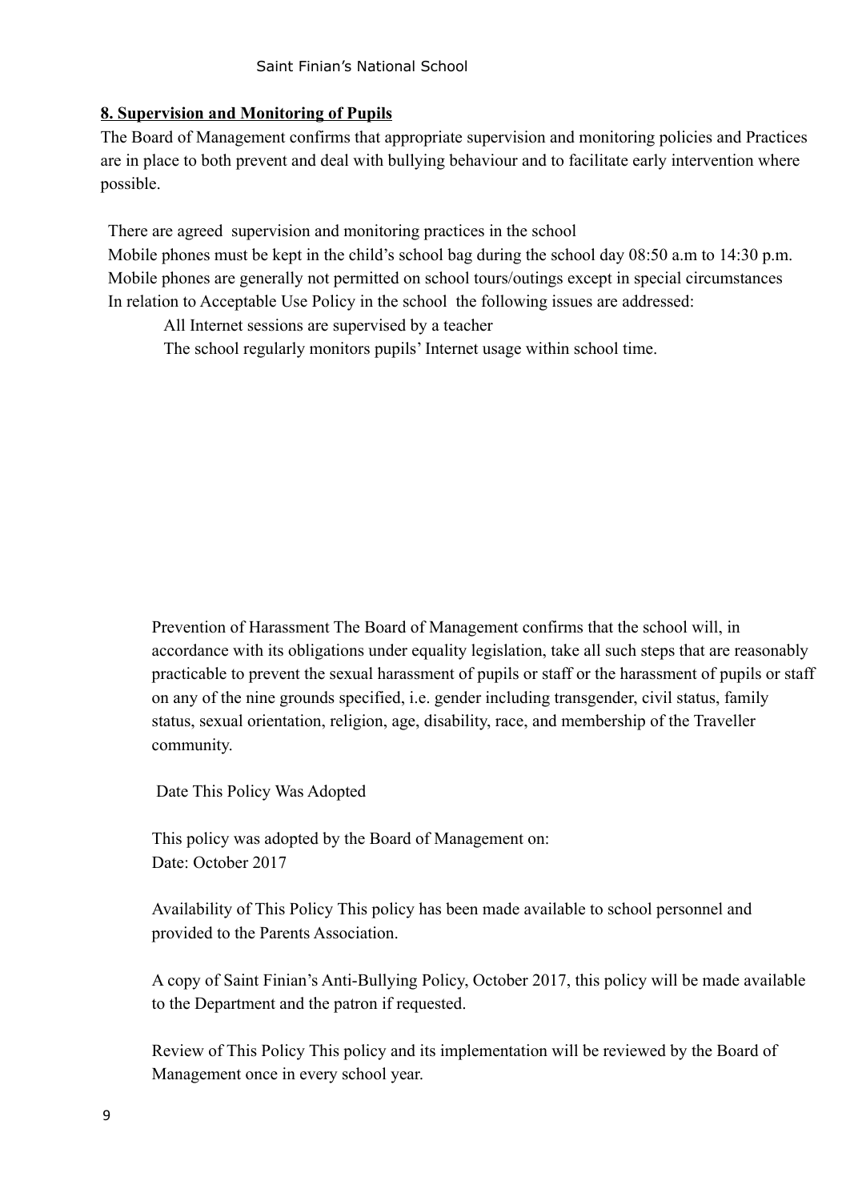## 8. Supervision and Monitoring of Pupils

The Board of Management confirms that appropriate supervision and monitoring policies and Practices are in place to both prevent and deal with bullying behaviour and to facilitate early intervention where possible.

There are agreed supervision and monitoring practices in the school

Mobile phones must be kept in the child's school bag during the school day 08:50 a.m to 14:30 p.m.

Mobile phones are generally not permitted on school tours/outings except in special circumstances

In relation to Acceptable Use Policy in the school the following issues are addressed:

- All Internet sessions are supervised by a teacher
- The school regularly monitors pupils' Internet usage within school time.

Prevention of Harassment The Board of Management confirms that the school will, in accordance with its obligations under equality legislation, take all such steps that are reasonably practicable to prevent the sexual harassment of pupils or staff or the harassment of pupils or staff on any of the nine grounds specified, i.e. gender including transgender, civil status, family status, sexual orientation, religion, age, disability, race, and membership of the Traveller community.

Date This Policy Was Adopted

This policy was adopted by the Board of Management on:
Date: October 2017

Availability of This Policy This policy has been made available to school personnel and provided to the Parents Association.

A copy of Saint Finian's Anti-Bullying Policy, October 2017, this policy will be made available to the Department and the patron if requested.

Review of This Policy This policy and its implementation will be reviewed by the Board of Management once in every school year.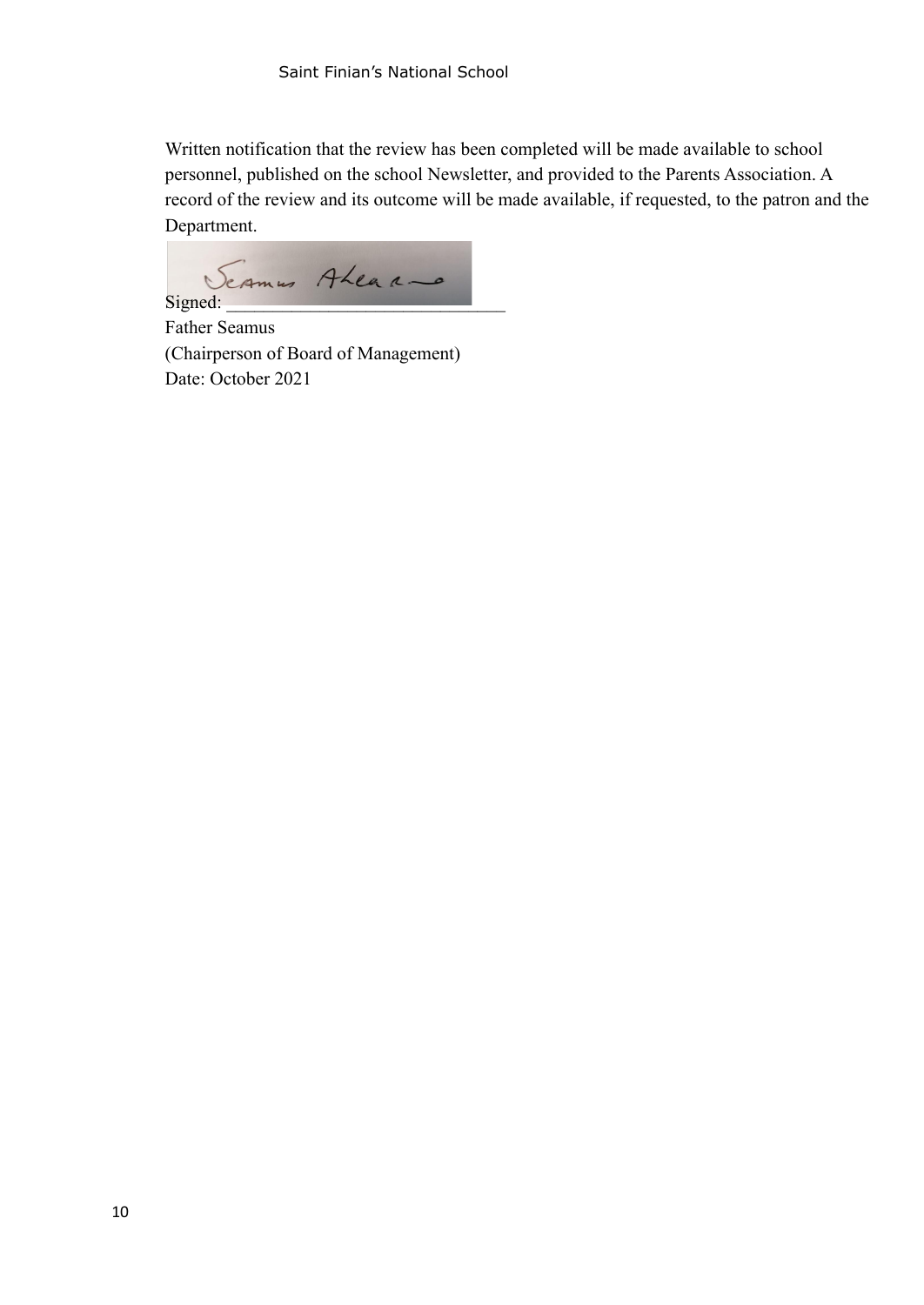Written notification that the review has been completed will be made available to school personnel, published on the school Newsletter, and provided to the Parents Association. A record of the review and its outcome will be made available, if requested, to the patron and the Department.

Signed: ______________________________

Father Seamus

(Chairperson of Board of Management)

Date: October 2021